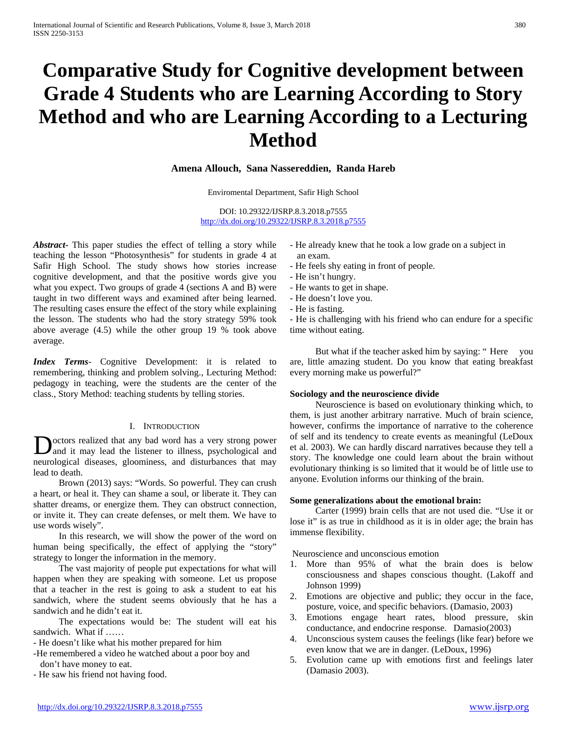# Comparative Study for Cognitive development between Grade 4 Students who are Learning According to Story Method and who are Learning According to a Lecturing Method

**Amena Allouch, Sana Nassereddien, Randa Hareb**

Enviromental Department, Safir High School

DOI: 10.29322/IJSRP.8.3.2018.p7555
http://dx.doi.org/10.29322/IJSRP.8.3.2018.p7555

***Abstract-*** This paper studies the effect of telling a story while teaching the lesson "Photosynthesis" for students in grade 4 at Safir High School. The study shows how stories increase cognitive development, and that the positive words give you what you expect. Two groups of grade 4 (sections A and B) were taught in two different ways and examined after being learned. The resulting cases ensure the effect of the story while explaining the lesson. The students who had the story strategy 59% took above average (4.5) while the other group 19 % took above average.

***Index Terms*-** Cognitive Development: it is related to remembering, thinking and problem solving., Lecturing Method: pedagogy in teaching, were the students are the center of the class., Story Method: teaching students by telling stories.

## I. Introduction

Doctors realized that any bad word has a very strong power and it may lead the listener to illness, psychological and neurological diseases, gloominess, and disturbances that may lead to death.

Brown (2013) says: "Words. So powerful. They can crush a heart, or heal it. They can shame a soul, or liberate it. They can shatter dreams, or energize them. They can obstruct connection, or invite it. They can create defenses, or melt them. We have to use words wisely".

In this research, we will show the power of the word on human being specifically, the effect of applying the "story" strategy to longer the information in the memory.

The vast majority of people put expectations for what will happen when they are speaking with someone. Let us propose that a teacher in the rest is going to ask a student to eat his sandwich, where the student seems obviously that he has a sandwich and he didn't eat it.

The expectations would be: The student will eat his sandwich. What if ……

- He doesn't like what his mother prepared for him
- He remembered a video he watched about a poor boy and don't have money to eat.
- He saw his friend not having food.
- He already knew that he took a low grade on a subject in an exam.
- He feels shy eating in front of people.
- He isn't hungry.
- He wants to get in shape.
- He doesn't love you.
- He is fasting.
- He is challenging with his friend who can endure for a specific time without eating.

But what if the teacher asked him by saying: " Here you are, little amazing student. Do you know that eating breakfast every morning make us powerful?"

### Sociology and the neuroscience divide

Neuroscience is based on evolutionary thinking which, to them, is just another arbitrary narrative. Much of brain science, however, confirms the importance of narrative to the coherence of self and its tendency to create events as meaningful (LeDoux et al. 2003). We can hardly discard narratives because they tell a story. The knowledge one could learn about the brain without evolutionary thinking is so limited that it would be of little use to anyone. Evolution informs our thinking of the brain.

### Some generalizations about the emotional brain:

Carter (1999) brain cells that are not used die. "Use it or lose it" is as true in childhood as it is in older age; the brain has immense flexibility.

Neuroscience and unconscious emotion

1. More than 95% of what the brain does is below consciousness and shapes conscious thought. (Lakoff and Johnson 1999)
2. Emotions are objective and public; they occur in the face, posture, voice, and specific behaviors. (Damasio, 2003)
3. Emotions engage heart rates, blood pressure, skin conductance, and endocrine response. Damasio(2003)
4. Unconscious system causes the feelings (like fear) before we even know that we are in danger. (LeDoux, 1996)
5. Evolution came up with emotions first and feelings later (Damasio 2003).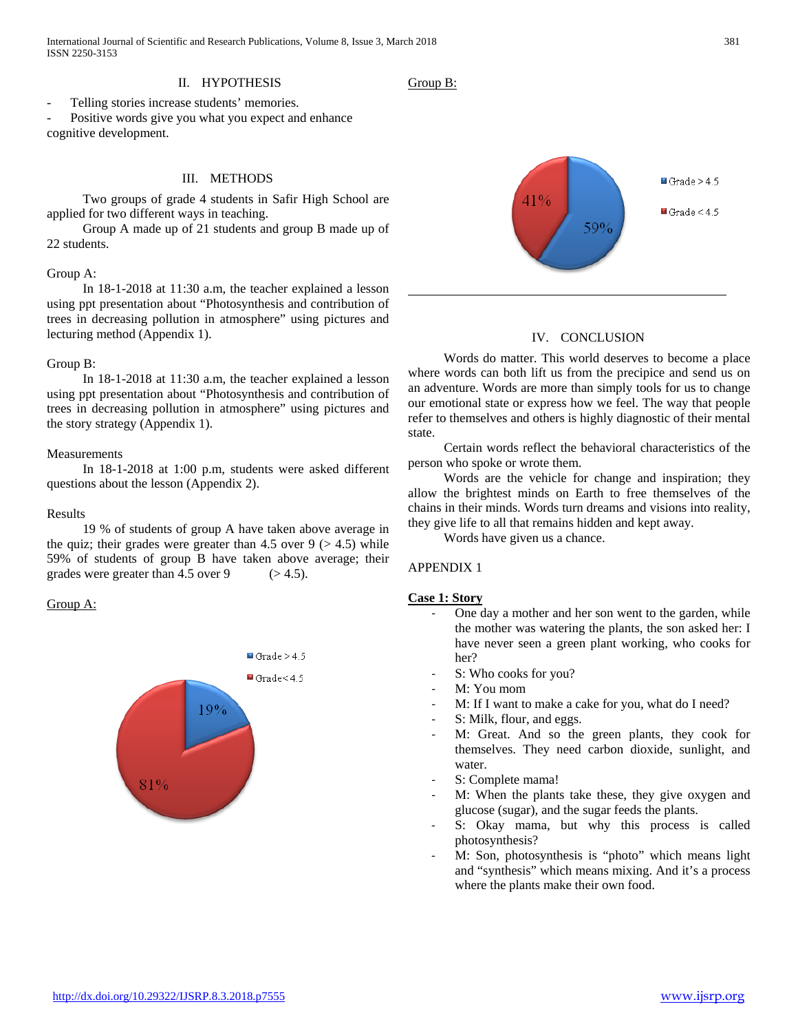## II. HYPOTHESIS

- Telling stories increase students' memories.
- Positive words give you what you expect and enhance cognitive development.

## III. METHODS

Two groups of grade 4 students in Safir High School are applied for two different ways in teaching.

Group A made up of 21 students and group B made up of 22 students.

Group A:

In 18-1-2018 at 11:30 a.m, the teacher explained a lesson using ppt presentation about "Photosynthesis and contribution of trees in decreasing pollution in atmosphere" using pictures and lecturing method (Appendix 1).

Group B:

In 18-1-2018 at 11:30 a.m, the teacher explained a lesson using ppt presentation about "Photosynthesis and contribution of trees in decreasing pollution in atmosphere" using pictures and the story strategy (Appendix 1).

Measurements

In 18-1-2018 at 1:00 p.m, students were asked different questions about the lesson (Appendix 2).

Results

19 % of students of group A have taken above average in the quiz; their grades were greater than 4.5 over 9 (> 4.5) while 59% of students of group B have taken above average; their grades were greater than 4.5 over 9 (> 4.5).

Group A:

Grade > 4.5: 19%
Grade < 4.5: 81%

Group B:

Grade > 4.5: 59%
Grade < 4.5: 41%

## IV. CONCLUSION

Words do matter. This world deserves to become a place where words can both lift us from the precipice and send us on an adventure. Words are more than simply tools for us to change our emotional state or express how we feel. The way that people refer to themselves and others is highly diagnostic of their mental state.

Certain words reflect the behavioral characteristics of the person who spoke or wrote them.

Words are the vehicle for change and inspiration; they allow the brightest minds on Earth to free themselves of the chains in their minds. Words turn dreams and visions into reality, they give life to all that remains hidden and kept away.

Words have given us a chance.

APPENDIX 1

**Case 1: Story**

- One day a mother and her son went to the garden, while the mother was watering the plants, the son asked her: I have never seen a green plant working, who cooks for her?
- S: Who cooks for you?
- M: You mom
- M: If I want to make a cake for you, what do I need?
- S: Milk, flour, and eggs.
- M: Great. And so the green plants, they cook for themselves. They need carbon dioxide, sunlight, and water.
- S: Complete mama!
- M: When the plants take these, they give oxygen and glucose (sugar), and the sugar feeds the plants.
- S: Okay mama, but why this process is called photosynthesis?
- M: Son, photosynthesis is "photo" which means light and "synthesis" which means mixing. And it's a process where the plants make their own food.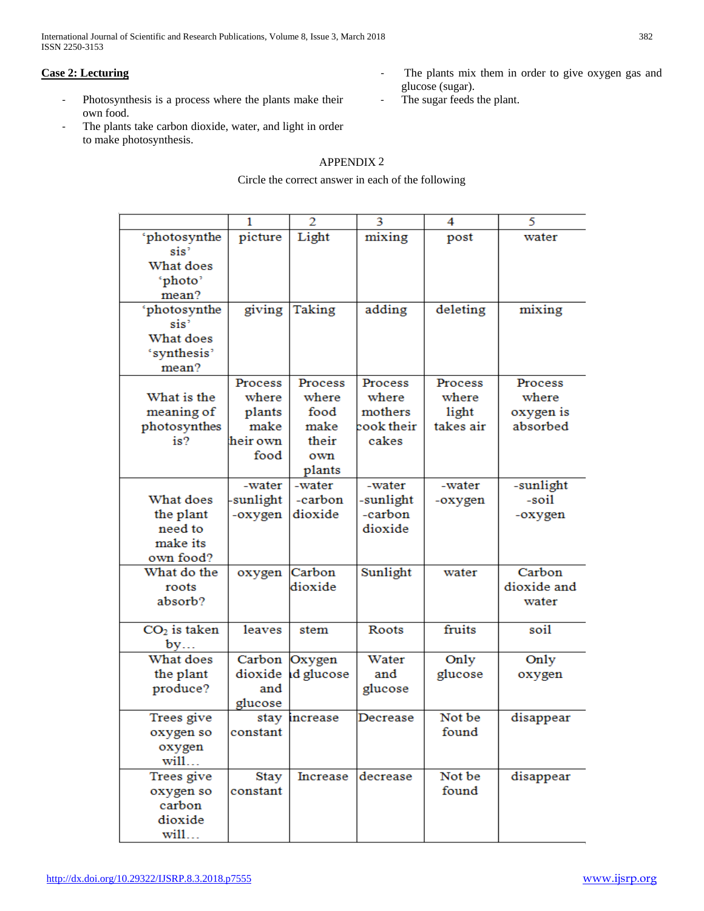**Case 2: Lecturing**

- Photosynthesis is a process where the plants make their own food.
- The plants take carbon dioxide, water, and light in order to make photosynthesis.
- The plants mix them in order to give oxygen gas and glucose (sugar).
- The sugar feeds the plant.

APPENDIX 2

Circle the correct answer in each of the following

| | 1 | 2 | 3 | 4 | 5 |
|---|---|---|---|---|---|
| 'photosynthesis' What does 'photo' mean? | picture | Light | mixing | post | water |
| 'photosynthesis' What does 'synthesis' mean? | giving | Taking | adding | deleting | mixing |
| What is the meaning of photosynthesis? | Process where plants make their own food | Process where food make their own plants | Process where mothers cook their cakes | Process where light takes air | Process where oxygen is absorbed |
| What does the plant need to make its own food? | -water -sunlight -oxygen | -water -carbon dioxide | -water -sunlight -carbon dioxide | -water -oxygen | -sunlight -soil -oxygen |
| What do the roots absorb? | oxygen | Carbon dioxide | Sunlight | water | Carbon dioxide and water |
| $CO_2$ is taken by… | leaves | stem | Roots | fruits | soil |
| What does the plant produce? | Carbon dioxide and glucose | Oxygen and glucose | Water and glucose | Only glucose | Only oxygen |
| Trees give oxygen so oxygen will… | stay constant | increase | Decrease | Not be found | disappear |
| Trees give oxygen so carbon dioxide will… | Stay constant | Increase | decrease | Not be found | disappear |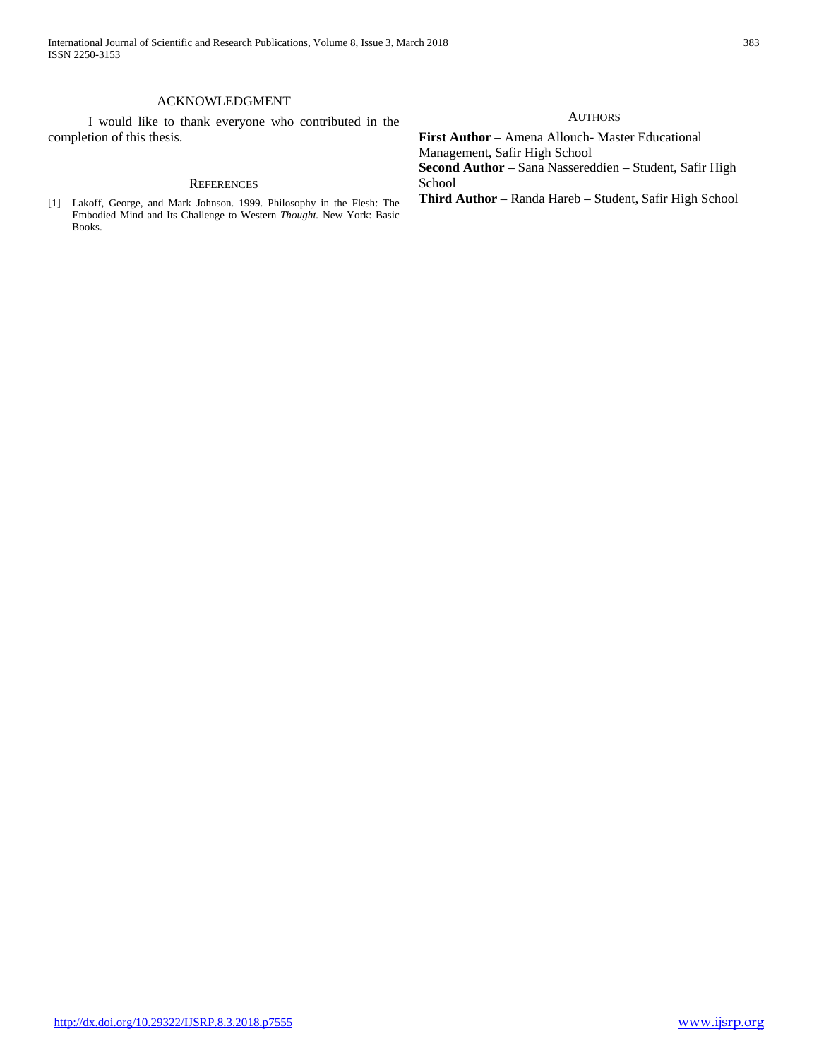## ACKNOWLEDGMENT

I would like to thank everyone who contributed in the completion of this thesis.

## REFERENCES

[1] Lakoff, George, and Mark Johnson. 1999. Philosophy in the Flesh: The Embodied Mind and Its Challenge to Western *Thought.* New York: Basic Books.

## AUTHORS

**First Author** – Amena Allouch- Master Educational Management, Safir High School

**Second Author** – Sana Nassereddien – Student, Safir High School

**Third Author** – Randa Hareb – Student, Safir High School